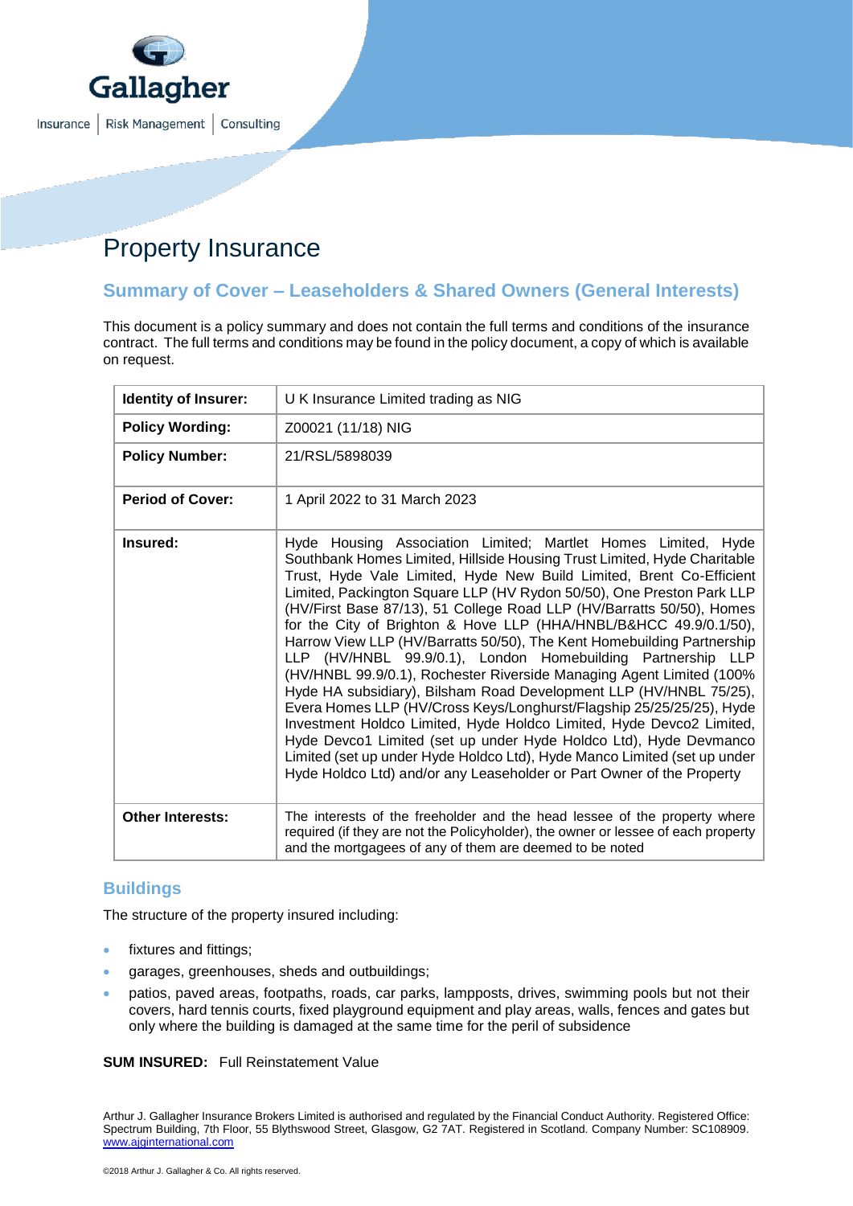Gallagher

Insurance | Risk Management | Consulting

# Property Insurance

## Summary of Cover – Leaseholders & Shared Owners (General Interests)

This document is a policy summary and does not contain the full terms and conditions of the insurance contract. The full terms and conditions may be found in the policy document, a copy of which is available on request.

| | |
|---|---|
| **Identity of Insurer:** | U K Insurance Limited trading as NIG |
| **Policy Wording:** | Z00021 (11/18) NIG |
| **Policy Number:** | 21/RSL/5898039 |
| **Period of Cover:** | 1 April 2022 to 31 March 2023 |
| **Insured:** | Hyde Housing Association Limited; Martlet Homes Limited, Hyde Southbank Homes Limited, Hillside Housing Trust Limited, Hyde Charitable Trust, Hyde Vale Limited, Hyde New Build Limited, Brent Co-Efficient Limited, Packington Square LLP (HV Rydon 50/50), One Preston Park LLP (HV/First Base 87/13), 51 College Road LLP (HV/Barratts 50/50), Homes for the City of Brighton & Hove LLP (HHA/HNBL/B&HCC 49.9/0.1/50), Harrow View LLP (HV/Barratts 50/50), The Kent Homebuilding Partnership LLP (HV/HNBL 99.9/0.1), London Homebuilding Partnership LLP (HV/HNBL 99.9/0.1), Rochester Riverside Managing Agent Limited (100% Hyde HA subsidiary), Bilsham Road Development LLP (HV/HNBL 75/25), Evera Homes LLP (HV/Cross Keys/Longhurst/Flagship 25/25/25/25), Hyde Investment Holdco Limited, Hyde Holdco Limited, Hyde Devco2 Limited, Hyde Devco1 Limited (set up under Hyde Holdco Ltd), Hyde Devmanco Limited (set up under Hyde Holdco Ltd), Hyde Manco Limited (set up under Hyde Holdco Ltd) and/or any Leaseholder or Part Owner of the Property |
| **Other Interests:** | The interests of the freeholder and the head lessee of the property where required (if they are not the Policyholder), the owner or lessee of each property and the mortgagees of any of them are deemed to be noted |

## Buildings

The structure of the property insured including:

- fixtures and fittings;
- garages, greenhouses, sheds and outbuildings;
- patios, paved areas, footpaths, roads, car parks, lampposts, drives, swimming pools but not their covers, hard tennis courts, fixed playground equipment and play areas, walls, fences and gates but only where the building is damaged at the same time for the peril of subsidence

**SUM INSURED:** Full Reinstatement Value

Arthur J. Gallagher Insurance Brokers Limited is authorised and regulated by the Financial Conduct Authority. Registered Office: Spectrum Building, 7th Floor, 55 Blythswood Street, Glasgow, G2 7AT. Registered in Scotland. Company Number: SC108909. www.ajginternational.com

©2018 Arthur J. Gallagher & Co. All rights reserved.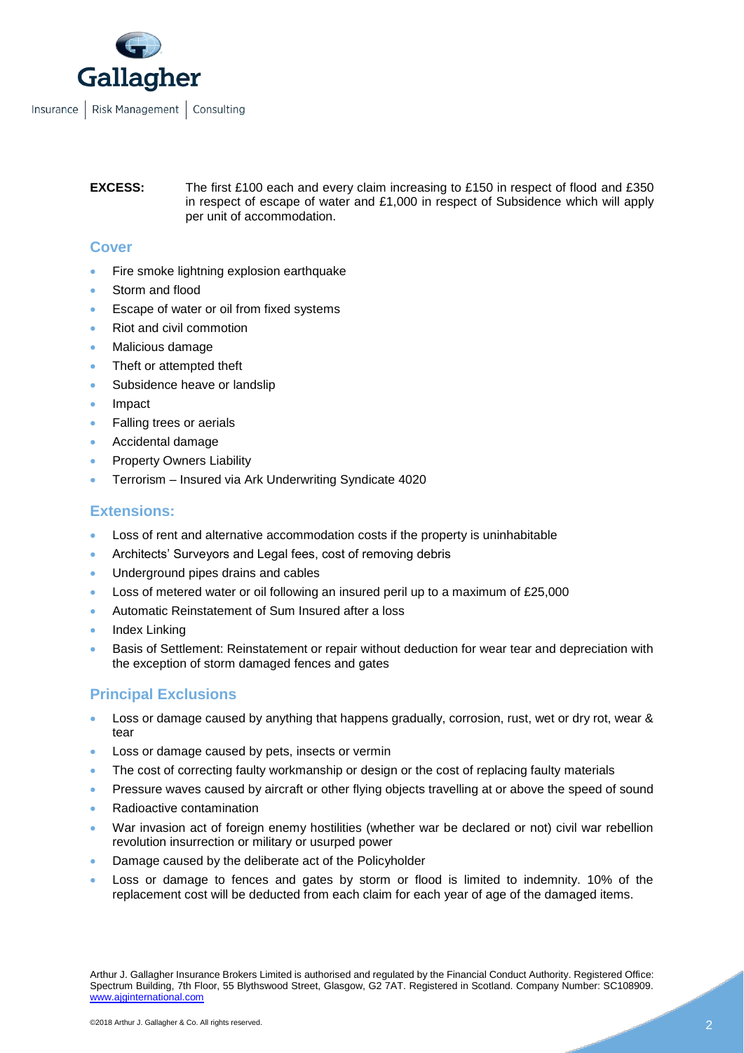**EXCESS:** The first £100 each and every claim increasing to £150 in respect of flood and £350 in respect of escape of water and £1,000 in respect of Subsidence which will apply per unit of accommodation.

## Cover

- Fire smoke lightning explosion earthquake
- Storm and flood
- Escape of water or oil from fixed systems
- Riot and civil commotion
- Malicious damage
- Theft or attempted theft
- Subsidence heave or landslip
- Impact
- Falling trees or aerials
- Accidental damage
- Property Owners Liability
- Terrorism – Insured via Ark Underwriting Syndicate 4020

## Extensions:

- Loss of rent and alternative accommodation costs if the property is uninhabitable
- Architects' Surveyors and Legal fees, cost of removing debris
- Underground pipes drains and cables
- Loss of metered water or oil following an insured peril up to a maximum of £25,000
- Automatic Reinstatement of Sum Insured after a loss
- Index Linking
- Basis of Settlement: Reinstatement or repair without deduction for wear tear and depreciation with the exception of storm damaged fences and gates

## Principal Exclusions

- Loss or damage caused by anything that happens gradually, corrosion, rust, wet or dry rot, wear & tear
- Loss or damage caused by pets, insects or vermin
- The cost of correcting faulty workmanship or design or the cost of replacing faulty materials
- Pressure waves caused by aircraft or other flying objects travelling at or above the speed of sound
- Radioactive contamination
- War invasion act of foreign enemy hostilities (whether war be declared or not) civil war rebellion revolution insurrection or military or usurped power
- Damage caused by the deliberate act of the Policyholder
- Loss or damage to fences and gates by storm or flood is limited to indemnity. 10% of the replacement cost will be deducted from each claim for each year of age of the damaged items.

Arthur J. Gallagher Insurance Brokers Limited is authorised and regulated by the Financial Conduct Authority. Registered Office: Spectrum Building, 7th Floor, 55 Blythswood Street, Glasgow, G2 7AT. Registered in Scotland. Company Number: SC108909. www.ajginternational.com

©2018 Arthur J. Gallagher & Co. All rights reserved.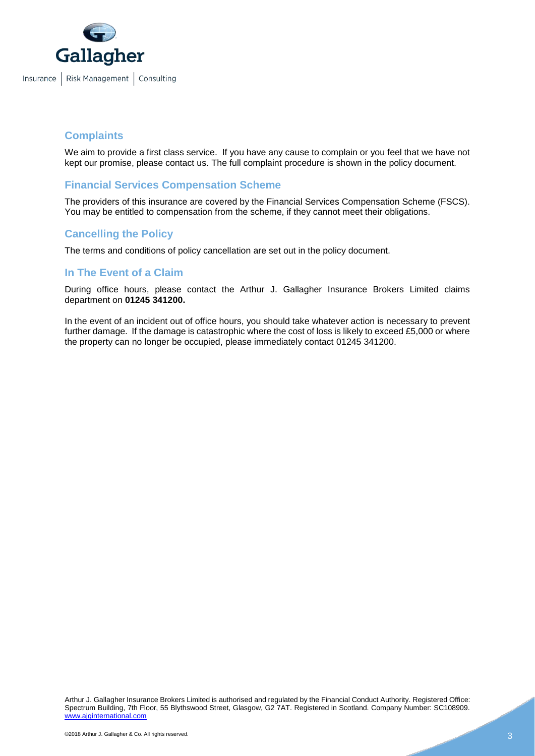## Complaints

We aim to provide a first class service. If you have any cause to complain or you feel that we have not kept our promise, please contact us. The full complaint procedure is shown in the policy document.

## Financial Services Compensation Scheme

The providers of this insurance are covered by the Financial Services Compensation Scheme (FSCS). You may be entitled to compensation from the scheme, if they cannot meet their obligations.

## Cancelling the Policy

The terms and conditions of policy cancellation are set out in the policy document.

## In The Event of a Claim

During office hours, please contact the Arthur J. Gallagher Insurance Brokers Limited claims department on **01245 341200.**

In the event of an incident out of office hours, you should take whatever action is necessary to prevent further damage. If the damage is catastrophic where the cost of loss is likely to exceed £5,000 or where the property can no longer be occupied, please immediately contact 01245 341200.

Arthur J. Gallagher Insurance Brokers Limited is authorised and regulated by the Financial Conduct Authority. Registered Office: Spectrum Building, 7th Floor, 55 Blythswood Street, Glasgow, G2 7AT. Registered in Scotland. Company Number: SC108909. www.ajginternational.com

©2018 Arthur J. Gallagher & Co. All rights reserved.